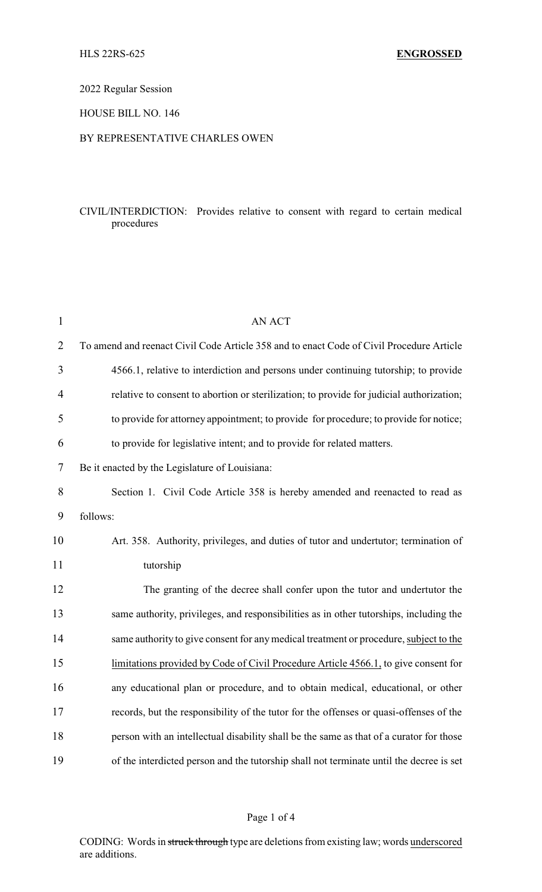HLS 22RS-625 **ENGROSSED**

2022 Regular Session

HOUSE BILL NO. 146

BY REPRESENTATIVE CHARLES OWEN

CIVIL/INTERDICTION: Provides relative to consent with regard to certain medical procedures

AN ACT

To amend and reenact Civil Code Article 358 and to enact Code of Civil Procedure Article 4566.1, relative to interdiction and persons under continuing tutorship; to provide relative to consent to abortion or sterilization; to provide for judicial authorization; to provide for attorney appointment; to provide for procedure; to provide for notice; to provide for legislative intent; and to provide for related matters.

Be it enacted by the Legislature of Louisiana:

Section 1. Civil Code Article 358 is hereby amended and reenacted to read as follows:

Art. 358. Authority, privileges, and duties of tutor and undertutor; termination of tutorship

The granting of the decree shall confer upon the tutor and undertutor the same authority, privileges, and responsibilities as in other tutorships, including the same authority to give consent for any medical treatment or procedure, <u>subject to the limitations provided by Code of Civil Procedure Article 4566.1,</u> to give consent for any educational plan or procedure, and to obtain medical, educational, or other records, but the responsibility of the tutor for the offenses or quasi-offenses of the person with an intellectual disability shall be the same as that of a curator for those of the interdicted person and the tutorship shall not terminate until the decree is set

CODING: Words in ~~struck through~~ type are deletions from existing law; words <u>underscored</u> are additions.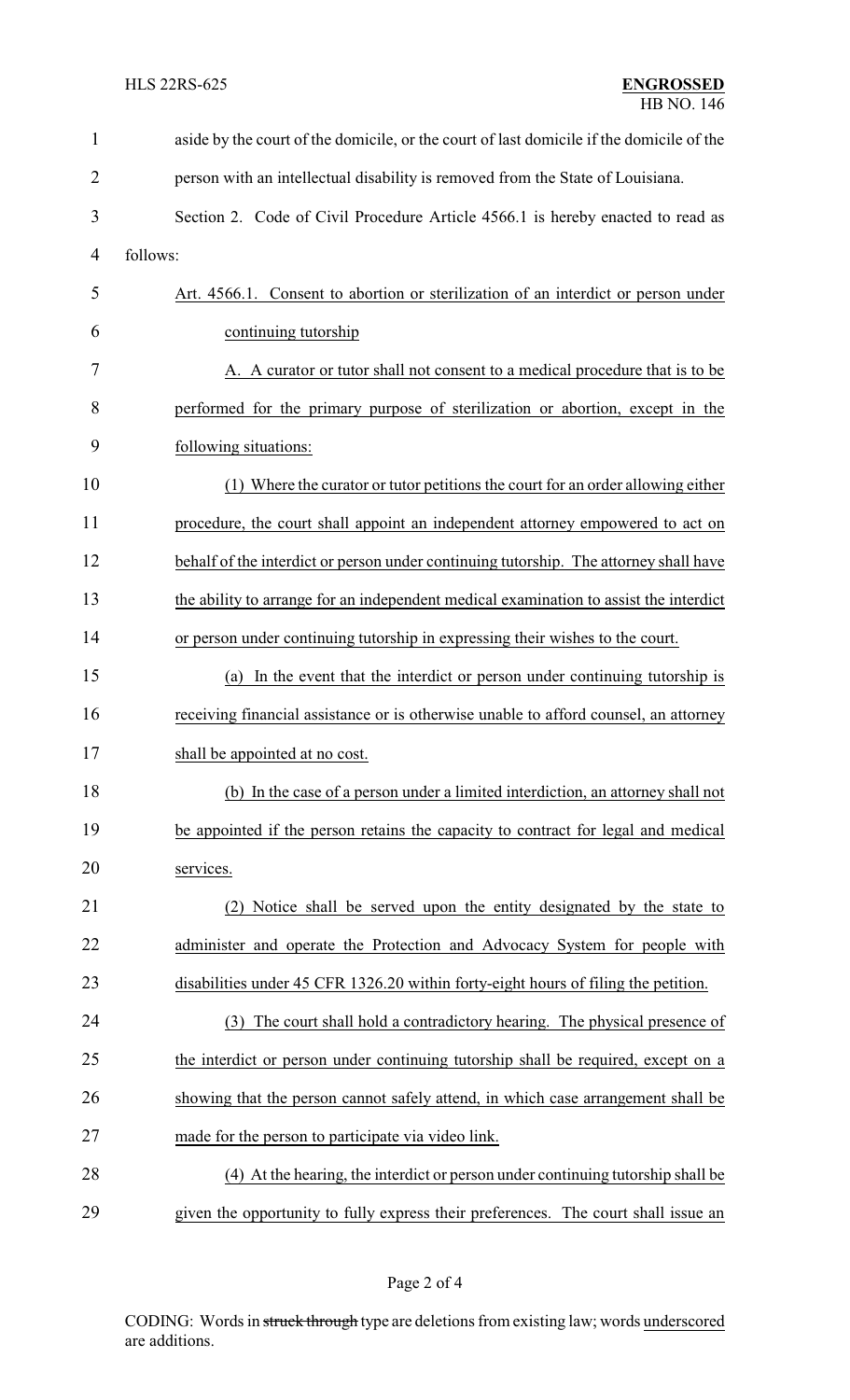aside by the court of the domicile, or the court of last domicile if the domicile of the person with an intellectual disability is removed from the State of Louisiana.

Section 2. Code of Civil Procedure Article 4566.1 is hereby enacted to read as follows:

Art. 4566.1. Consent to abortion or sterilization of an interdict or person under continuing tutorship

A. A curator or tutor shall not consent to a medical procedure that is to be performed for the primary purpose of sterilization or abortion, except in the following situations:

(1) Where the curator or tutor petitions the court for an order allowing either procedure, the court shall appoint an independent attorney empowered to act on behalf of the interdict or person under continuing tutorship. The attorney shall have the ability to arrange for an independent medical examination to assist the interdict or person under continuing tutorship in expressing their wishes to the court.

(a) In the event that the interdict or person under continuing tutorship is receiving financial assistance or is otherwise unable to afford counsel, an attorney shall be appointed at no cost.

(b) In the case of a person under a limited interdiction, an attorney shall not be appointed if the person retains the capacity to contract for legal and medical services.

(2) Notice shall be served upon the entity designated by the state to administer and operate the Protection and Advocacy System for people with disabilities under 45 CFR 1326.20 within forty-eight hours of filing the petition.

(3) The court shall hold a contradictory hearing. The physical presence of the interdict or person under continuing tutorship shall be required, except on a showing that the person cannot safely attend, in which case arrangement shall be made for the person to participate via video link.

(4) At the hearing, the interdict or person under continuing tutorship shall be given the opportunity to fully express their preferences. The court shall issue an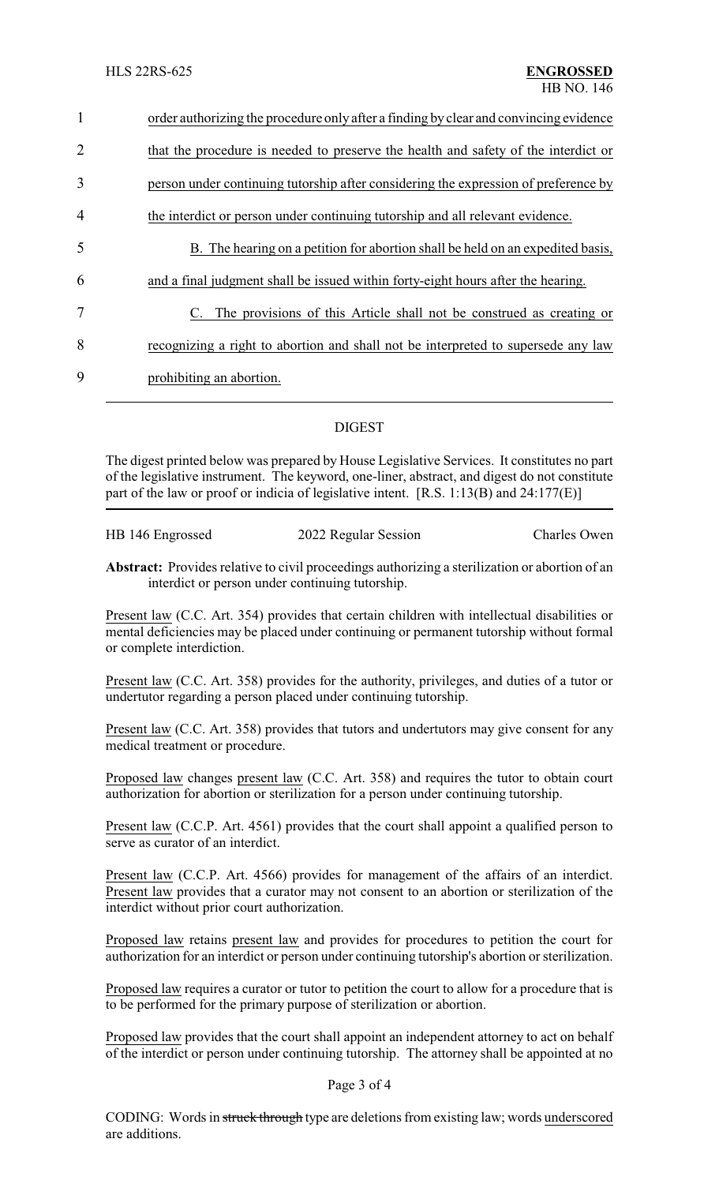order authorizing the procedure only after a finding by clear and convincing evidence that the procedure is needed to preserve the health and safety of the interdict or person under continuing tutorship after considering the expression of preference by the interdict or person under continuing tutorship and all relevant evidence.

B. The hearing on a petition for abortion shall be held on an expedited basis, and a final judgment shall be issued within forty-eight hours after the hearing.

C. The provisions of this Article shall not be construed as creating or recognizing a right to abortion and shall not be interpreted to supersede any law prohibiting an abortion.

## DIGEST

The digest printed below was prepared by House Legislative Services. It constitutes no part of the legislative instrument. The keyword, one-liner, abstract, and digest do not constitute part of the law or proof or indicia of legislative intent. [R.S. 1:13(B) and 24:177(E)]

HB 146 Engrossed | 2022 Regular Session | Charles Owen

**Abstract:** Provides relative to civil proceedings authorizing a sterilization or abortion of an interdict or person under continuing tutorship.

Present law (C.C. Art. 354) provides that certain children with intellectual disabilities or mental deficiencies may be placed under continuing or permanent tutorship without formal or complete interdiction.

Present law (C.C. Art. 358) provides for the authority, privileges, and duties of a tutor or undertutor regarding a person placed under continuing tutorship.

Present law (C.C. Art. 358) provides that tutors and undertutors may give consent for any medical treatment or procedure.

Proposed law changes present law (C.C. Art. 358) and requires the tutor to obtain court authorization for abortion or sterilization for a person under continuing tutorship.

Present law (C.C.P. Art. 4561) provides that the court shall appoint a qualified person to serve as curator of an interdict.

Present law (C.C.P. Art. 4566) provides for management of the affairs of an interdict. Present law provides that a curator may not consent to an abortion or sterilization of the interdict without prior court authorization.

Proposed law retains present law and provides for procedures to petition the court for authorization for an interdict or person under continuing tutorship's abortion or sterilization.

Proposed law requires a curator or tutor to petition the court to allow for a procedure that is to be performed for the primary purpose of sterilization or abortion.

Proposed law provides that the court shall appoint an independent attorney to act on behalf of the interdict or person under continuing tutorship. The attorney shall be appointed at no

CODING: Words in ~~struck through~~ type are deletions from existing law; words underscored are additions.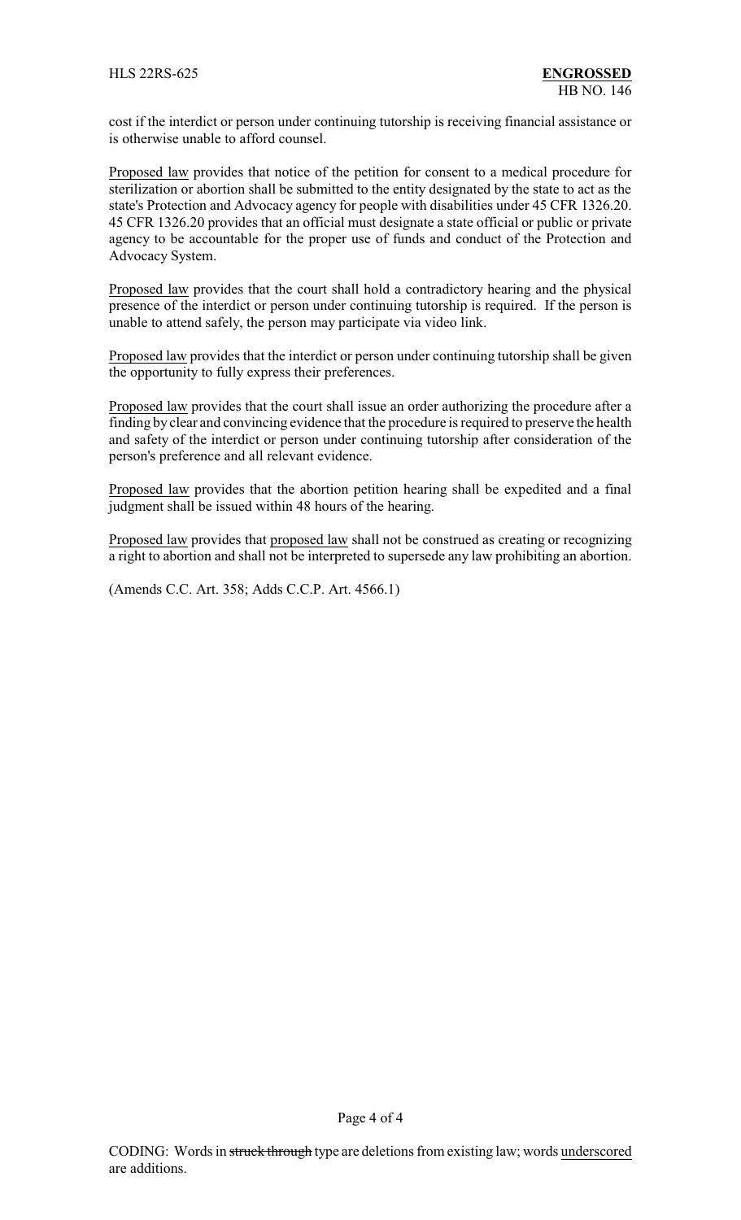cost if the interdict or person under continuing tutorship is receiving financial assistance or is otherwise unable to afford counsel.

Proposed law provides that notice of the petition for consent to a medical procedure for sterilization or abortion shall be submitted to the entity designated by the state to act as the state's Protection and Advocacy agency for people with disabilities under 45 CFR 1326.20. 45 CFR 1326.20 provides that an official must designate a state official or public or private agency to be accountable for the proper use of funds and conduct of the Protection and Advocacy System.

Proposed law provides that the court shall hold a contradictory hearing and the physical presence of the interdict or person under continuing tutorship is required. If the person is unable to attend safely, the person may participate via video link.

Proposed law provides that the interdict or person under continuing tutorship shall be given the opportunity to fully express their preferences.

Proposed law provides that the court shall issue an order authorizing the procedure after a finding by clear and convincing evidence that the procedure is required to preserve the health and safety of the interdict or person under continuing tutorship after consideration of the person's preference and all relevant evidence.

Proposed law provides that the abortion petition hearing shall be expedited and a final judgment shall be issued within 48 hours of the hearing.

Proposed law provides that proposed law shall not be construed as creating or recognizing a right to abortion and shall not be interpreted to supersede any law prohibiting an abortion.

(Amends C.C. Art. 358; Adds C.C.P. Art. 4566.1)